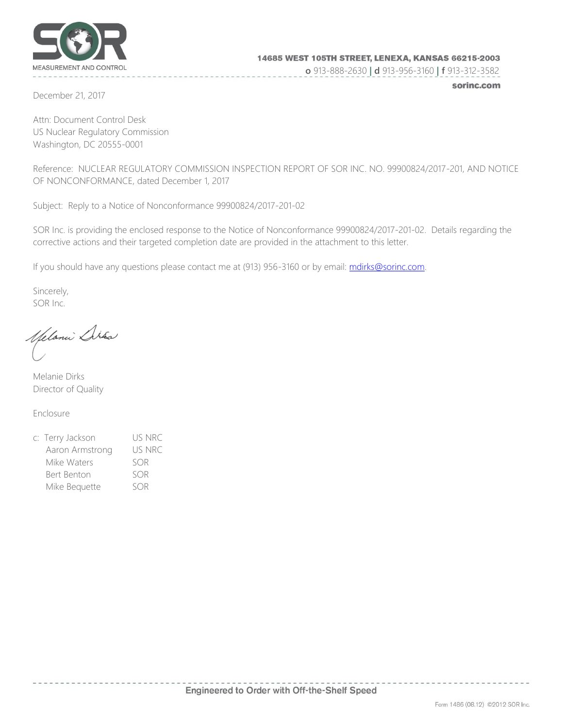SOR

MEASUREMENT AND CONTROL

**14685 WEST 105TH STREET, LENEXA, KANSAS 66215-2003**

**o** 913-888-2630 | **d** 913-956-3160 | **f** 913-312-3582

**sorinc.com**

December 21, 2017

Attn: Document Control Desk
US Nuclear Regulatory Commission
Washington, DC 20555-0001

Reference: NUCLEAR REGULATORY COMMISSION INSPECTION REPORT OF SOR INC. NO. 99900824/2017-201, AND NOTICE OF NONCONFORMANCE, dated December 1, 2017

Subject: Reply to a Notice of Nonconformance 99900824/2017-201-02

SOR Inc. is providing the enclosed response to the Notice of Nonconformance 99900824/2017-201-02. Details regarding the corrective actions and their targeted completion date are provided in the attachment to this letter.

If you should have any questions please contact me at (913) 956-3160 or by email: mdirks@sorinc.com.

Sincerely,
SOR Inc.

Melanie Dirks
Director of Quality

Enclosure

| c: | | |
|---|---|---|
| | Terry Jackson | US NRC |
| | Aaron Armstrong | US NRC |
| | Mike Waters | SOR |
| | Bert Benton | SOR |
| | Mike Bequette | SOR |

Engineered to Order with Off-the-Shelf Speed

Form 1486 (08.12) ©2012 SOR Inc.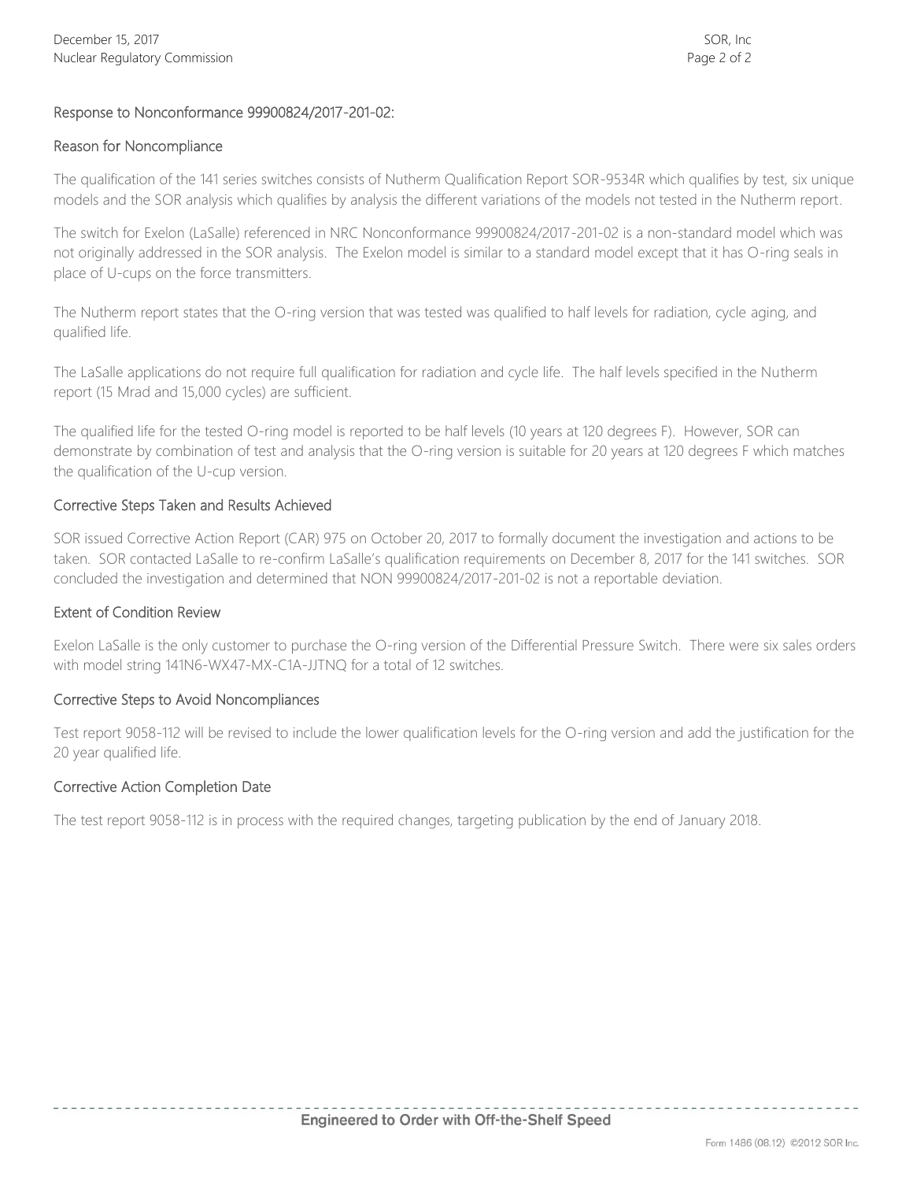## Response to Nonconformance 99900824/2017-201-02:

### Reason for Noncompliance

The qualification of the 141 series switches consists of Nutherm Qualification Report SOR-9534R which qualifies by test, six unique models and the SOR analysis which qualifies by analysis the different variations of the models not tested in the Nutherm report.

The switch for Exelon (LaSalle) referenced in NRC Nonconformance 99900824/2017-201-02 is a non-standard model which was not originally addressed in the SOR analysis. The Exelon model is similar to a standard model except that it has O-ring seals in place of U-cups on the force transmitters.

The Nutherm report states that the O-ring version that was tested was qualified to half levels for radiation, cycle aging, and qualified life.

The LaSalle applications do not require full qualification for radiation and cycle life. The half levels specified in the Nutherm report (15 Mrad and 15,000 cycles) are sufficient.

The qualified life for the tested O-ring model is reported to be half levels (10 years at 120 degrees F). However, SOR can demonstrate by combination of test and analysis that the O-ring version is suitable for 20 years at 120 degrees F which matches the qualification of the U-cup version.

### Corrective Steps Taken and Results Achieved

SOR issued Corrective Action Report (CAR) 975 on October 20, 2017 to formally document the investigation and actions to be taken. SOR contacted LaSalle to re-confirm LaSalle's qualification requirements on December 8, 2017 for the 141 switches. SOR concluded the investigation and determined that NON 99900824/2017-201-02 is not a reportable deviation.

### Extent of Condition Review

Exelon LaSalle is the only customer to purchase the O-ring version of the Differential Pressure Switch. There were six sales orders with model string 141N6-WX47-MX-C1A-JJTNQ for a total of 12 switches.

### Corrective Steps to Avoid Noncompliances

Test report 9058-112 will be revised to include the lower qualification levels for the O-ring version and add the justification for the 20 year qualified life.

### Corrective Action Completion Date

The test report 9058-112 is in process with the required changes, targeting publication by the end of January 2018.

Engineered to Order with Off-the-Shelf Speed

Form 1486 (08.12) ©2012 SOR Inc.